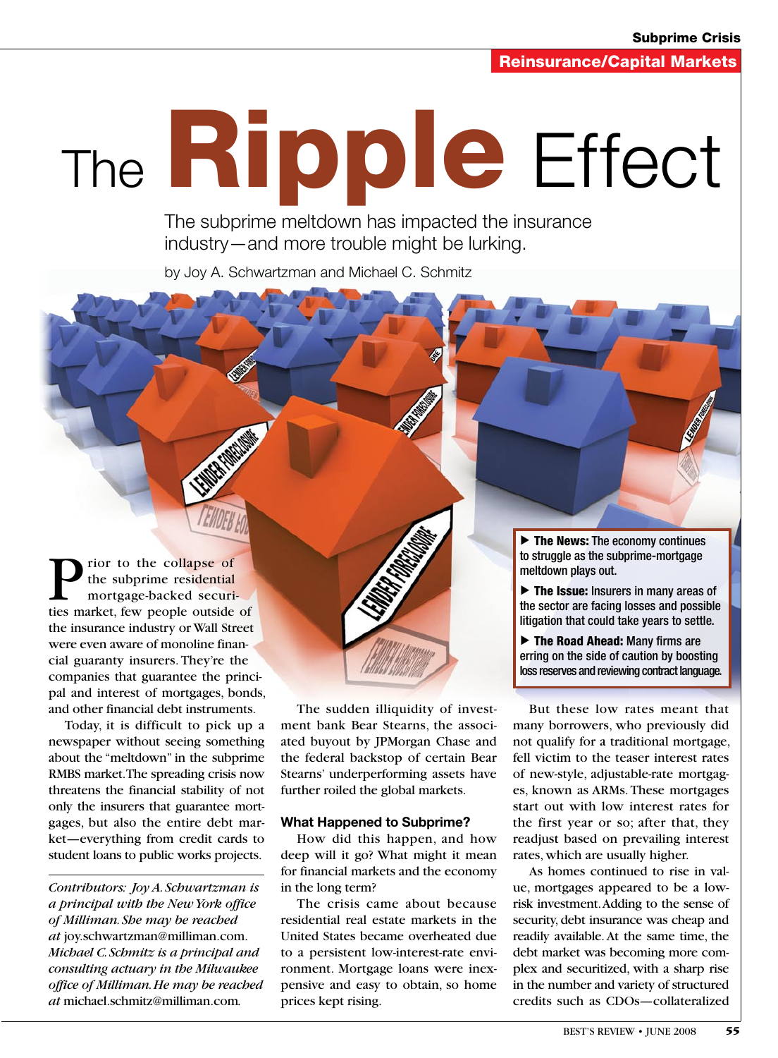# The Ripple Effect

The subprime meltdown has impacted the insurance industry—and more trouble might be lurking.

by Joy A. Schwartzman and Michael C. Schmitz

> ▶ **The News:** The economy continues to struggle as the subprime-mortgage meltdown plays out.
>
> ▶ **The Issue:** Insurers in many areas of the sector are facing losses and possible litigation that could take years to settle.
>
> ▶ **The Road Ahead:** Many firms are erring on the side of caution by boosting loss reserves and reviewing contract language.

Prior to the collapse of the subprime residential mortgage-backed securities market, few people outside of the insurance industry or Wall Street were even aware of monoline financial guaranty insurers. They're the companies that guarantee the principal and interest of mortgages, bonds, and other financial debt instruments.

Today, it is difficult to pick up a newspaper without seeing something about the "meltdown" in the subprime RMBS market. The spreading crisis now threatens the financial stability of not only the insurers that guarantee mortgages, but also the entire debt market—everything from credit cards to student loans to public works projects.

*Contributors: Joy A. Schwartzman is a principal with the New York office of Milliman. She may be reached at* joy.schwartzman@milliman.com. *Michael C. Schmitz is a principal and consulting actuary in the Milwaukee office of Milliman. He may be reached at* michael.schmitz@milliman.com.

The sudden illiquidity of investment bank Bear Stearns, the associated buyout by JPMorgan Chase and the federal backstop of certain Bear Stearns' underperforming assets have further roiled the global markets.

### What Happened to Subprime?

How did this happen, and how deep will it go? What might it mean for financial markets and the economy in the long term?

The crisis came about because residential real estate markets in the United States became overheated due to a persistent low-interest-rate environment. Mortgage loans were inexpensive and easy to obtain, so home prices kept rising.

But these low rates meant that many borrowers, who previously did not qualify for a traditional mortgage, fell victim to the teaser interest rates of new-style, adjustable-rate mortgages, known as ARMs. These mortgages start out with low interest rates for the first year or so; after that, they readjust based on prevailing interest rates, which are usually higher.

As homes continued to rise in value, mortgages appeared to be a low-risk investment. Adding to the sense of security, debt insurance was cheap and readily available. At the same time, the debt market was becoming more complex and securitized, with a sharp rise in the number and variety of structured credits such as CDOs—collateralized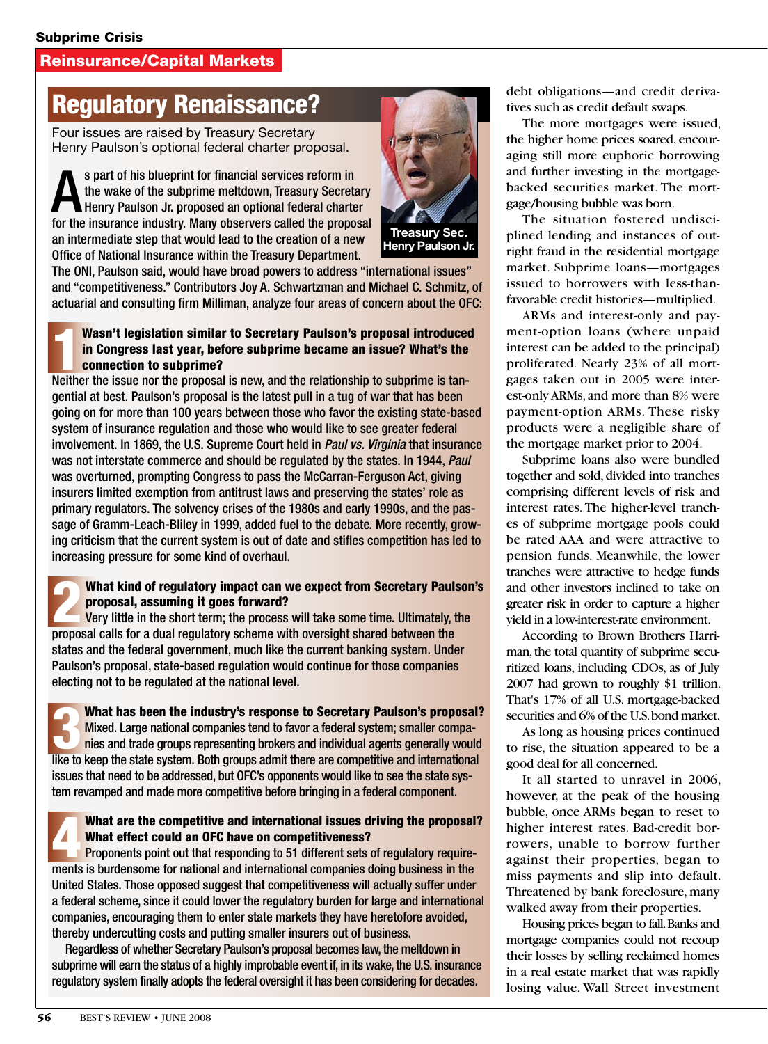Subprime Crisis

Reinsurance/Capital Markets

# Regulatory Renaissance?

Four issues are raised by Treasury Secretary Henry Paulson's optional federal charter proposal.

Treasury Sec. Henry Paulson Jr.

As part of his blueprint for financial services reform in the wake of the subprime meltdown, Treasury Secretary Henry Paulson Jr. proposed an optional federal charter for the insurance industry. Many observers called the proposal an intermediate step that would lead to the creation of a new Office of National Insurance within the Treasury Department. The ONI, Paulson said, would have broad powers to address "international issues" and "competitiveness." Contributors Joy A. Schwartzman and Michael C. Schmitz, of actuarial and consulting firm Milliman, analyze four areas of concern about the OFC:

**1 Wasn't legislation similar to Secretary Paulson's proposal introduced in Congress last year, before subprime became an issue? What's the connection to subprime?**

Neither the issue nor the proposal is new, and the relationship to subprime is tangential at best. Paulson's proposal is the latest pull in a tug of war that has been going on for more than 100 years between those who favor the existing state-based system of insurance regulation and those who would like to see greater federal involvement. In 1869, the U.S. Supreme Court held in *Paul vs. Virginia* that insurance was not interstate commerce and should be regulated by the states. In 1944, *Paul* was overturned, prompting Congress to pass the McCarran-Ferguson Act, giving insurers limited exemption from antitrust laws and preserving the states' role as primary regulators. The solvency crises of the 1980s and early 1990s, and the passage of Gramm-Leach-Bliley in 1999, added fuel to the debate. More recently, growing criticism that the current system is out of date and stifles competition has led to increasing pressure for some kind of overhaul.

**2 What kind of regulatory impact can we expect from Secretary Paulson's proposal, assuming it goes forward?**

Very little in the short term; the process will take some time. Ultimately, the proposal calls for a dual regulatory scheme with oversight shared between the states and the federal government, much like the current banking system. Under Paulson's proposal, state-based regulation would continue for those companies electing not to be regulated at the national level.

**3 What has been the industry's response to Secretary Paulson's proposal?**

Mixed. Large national companies tend to favor a federal system; smaller companies and trade groups representing brokers and individual agents generally would like to keep the state system. Both groups admit there are competitive and international issues that need to be addressed, but OFC's opponents would like to see the state system revamped and made more competitive before bringing in a federal component.

**4 What are the competitive and international issues driving the proposal? What effect could an OFC have on competitiveness?**

Proponents point out that responding to 51 different sets of regulatory requirements is burdensome for national and international companies doing business in the United States. Those opposed suggest that competitiveness will actually suffer under a federal scheme, since it could lower the regulatory burden for large and international companies, encouraging them to enter state markets they have heretofore avoided, thereby undercutting costs and putting smaller insurers out of business.

Regardless of whether Secretary Paulson's proposal becomes law, the meltdown in subprime will earn the status of a highly improbable event if, in its wake, the U.S. insurance regulatory system finally adopts the federal oversight it has been considering for decades.

debt obligations—and credit derivatives such as credit default swaps.

The more mortgages were issued, the higher home prices soared, encouraging still more euphoric borrowing and further investing in the mortgage-backed securities market. The mortgage/housing bubble was born.

The situation fostered undisciplined lending and instances of outright fraud in the residential mortgage market. Subprime loans—mortgages issued to borrowers with less-than-favorable credit histories—multiplied.

ARMs and interest-only and payment-option loans (where unpaid interest can be added to the principal) proliferated. Nearly 23% of all mortgages taken out in 2005 were interest-only ARMs, and more than 8% were payment-option ARMs. These risky products were a negligible share of the mortgage market prior to 2004.

Subprime loans also were bundled together and sold, divided into tranches comprising different levels of risk and interest rates. The higher-level tranches of subprime mortgage pools could be rated AAA and were attractive to pension funds. Meanwhile, the lower tranches were attractive to hedge funds and other investors inclined to take on greater risk in order to capture a higher yield in a low-interest-rate environment.

According to Brown Brothers Harriman, the total quantity of subprime securitized loans, including CDOs, as of July 2007 had grown to roughly $1 trillion. That's 17% of all U.S. mortgage-backed securities and 6% of the U.S. bond market.

As long as housing prices continued to rise, the situation appeared to be a good deal for all concerned.

It all started to unravel in 2006, however, at the peak of the housing bubble, once ARMs began to reset to higher interest rates. Bad-credit borrowers, unable to borrow further against their properties, began to miss payments and slip into default. Threatened by bank foreclosure, many walked away from their properties.

Housing prices began to fall. Banks and mortgage companies could not recoup their losses by selling reclaimed homes in a real estate market that was rapidly losing value. Wall Street investment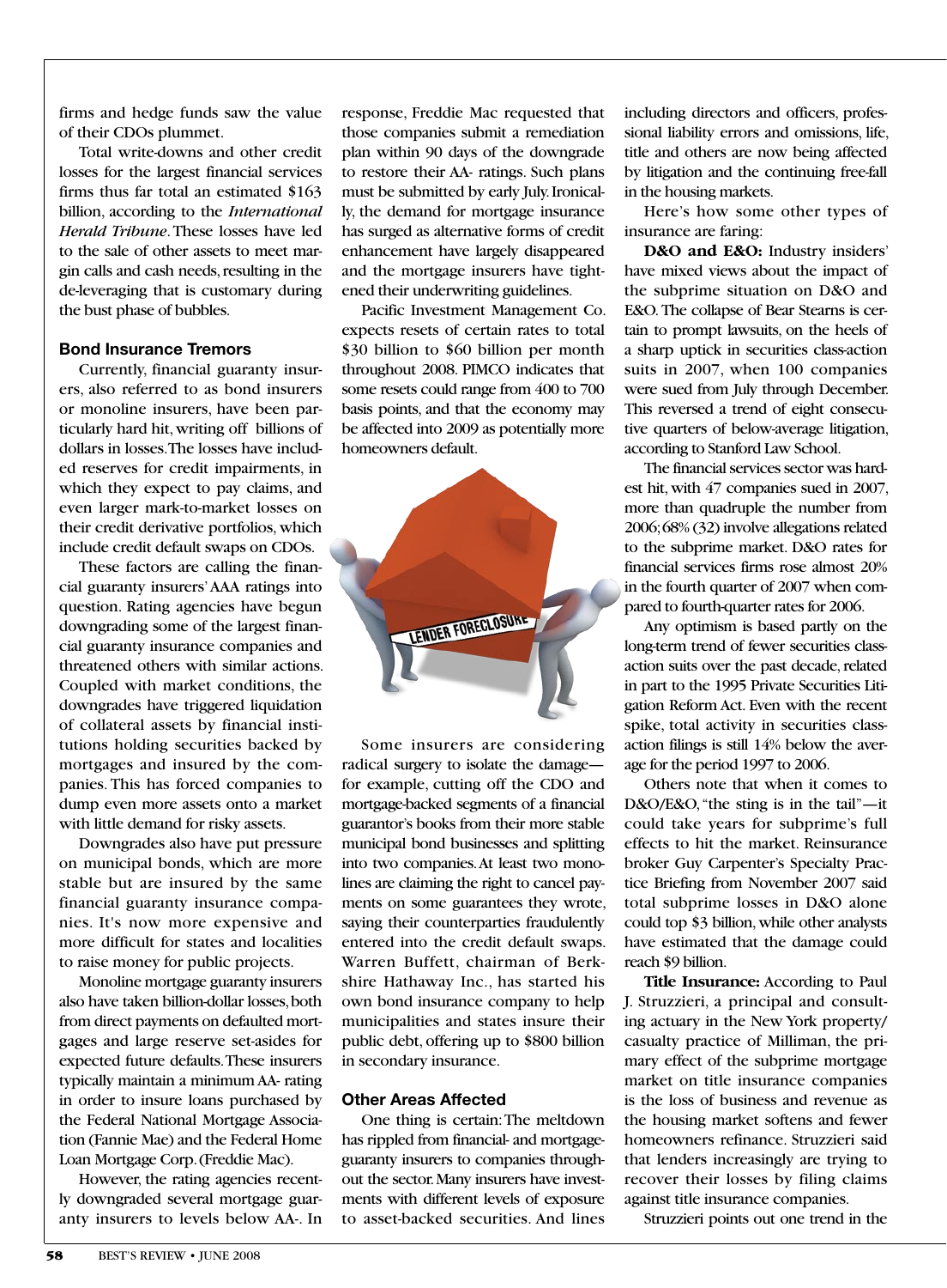firms and hedge funds saw the value of their CDOs plummet.

Total write-downs and other credit losses for the largest financial services firms thus far total an estimated $163 billion, according to the *International Herald Tribune*. These losses have led to the sale of other assets to meet margin calls and cash needs, resulting in the de-leveraging that is customary during the bust phase of bubbles.

### Bond Insurance Tremors

Currently, financial guaranty insurers, also referred to as bond insurers or monoline insurers, have been particularly hard hit, writing off billions of dollars in losses. The losses have included reserves for credit impairments, in which they expect to pay claims, and even larger mark-to-market losses on their credit derivative portfolios, which include credit default swaps on CDOs.

These factors are calling the financial guaranty insurers' AAA ratings into question. Rating agencies have begun downgrading some of the largest financial guaranty insurance companies and threatened others with similar actions. Coupled with market conditions, the downgrades have triggered liquidation of collateral assets by financial institutions holding securities backed by mortgages and insured by the companies. This has forced companies to dump even more assets onto a market with little demand for risky assets.

Downgrades also have put pressure on municipal bonds, which are more stable but are insured by the same financial guaranty insurance companies. It's now more expensive and more difficult for states and localities to raise money for public projects.

Monoline mortgage guaranty insurers also have taken billion-dollar losses, both from direct payments on defaulted mortgages and large reserve set-asides for expected future defaults. These insurers typically maintain a minimum AA- rating in order to insure loans purchased by the Federal National Mortgage Association (Fannie Mae) and the Federal Home Loan Mortgage Corp. (Freddie Mac).

However, the rating agencies recently downgraded several mortgage guaranty insurers to levels below AA-. In response, Freddie Mac requested that those companies submit a remediation plan within 90 days of the downgrade to restore their AA- ratings. Such plans must be submitted by early July. Ironically, the demand for mortgage insurance has surged as alternative forms of credit enhancement have largely disappeared and the mortgage insurers have tightened their underwriting guidelines.

Pacific Investment Management Co. expects resets of certain rates to total $30 billion to $60 billion per month throughout 2008. PIMCO indicates that some resets could range from 400 to 700 basis points, and that the economy may be affected into 2009 as potentially more homeowners default.

Some insurers are considering radical surgery to isolate the damage—for example, cutting off the CDO and mortgage-backed segments of a financial guarantor's books from their more stable municipal bond businesses and splitting into two companies. At least two monolines are claiming the right to cancel payments on some guarantees they wrote, saying their counterparties fraudulently entered into the credit default swaps. Warren Buffett, chairman of Berkshire Hathaway Inc., has started his own bond insurance company to help municipalities and states insure their public debt, offering up to $800 billion in secondary insurance.

### Other Areas Affected

One thing is certain: The meltdown has rippled from financial- and mortgage-guaranty insurers to companies throughout the sector. Many insurers have investments with different levels of exposure to asset-backed securities. And lines including directors and officers, professional liability errors and omissions, life, title and others are now being affected by litigation and the continuing free-fall in the housing markets.

Here's how some other types of insurance are faring:

**D&O and E&O:** Industry insiders' have mixed views about the impact of the subprime situation on D&O and E&O. The collapse of Bear Stearns is certain to prompt lawsuits, on the heels of a sharp uptick in securities class-action suits in 2007, when 100 companies were sued from July through December. This reversed a trend of eight consecutive quarters of below-average litigation, according to Stanford Law School.

The financial services sector was hardest hit, with 47 companies sued in 2007, more than quadruple the number from 2006; 68% (32) involve allegations related to the subprime market. D&O rates for financial services firms rose almost 20% in the fourth quarter of 2007 when compared to fourth-quarter rates for 2006.

Any optimism is based partly on the long-term trend of fewer securities class-action suits over the past decade, related in part to the 1995 Private Securities Litigation Reform Act. Even with the recent spike, total activity in securities class-action filings is still 14% below the average for the period 1997 to 2006.

Others note that when it comes to D&O/E&O, "the sting is in the tail"—it could take years for subprime's full effects to hit the market. Reinsurance broker Guy Carpenter's Specialty Practice Briefing from November 2007 said total subprime losses in D&O alone could top $3 billion, while other analysts have estimated that the damage could reach $9 billion.

**Title Insurance:** According to Paul J. Struzzieri, a principal and consulting actuary in the New York property/casualty practice of Milliman, the primary effect of the subprime mortgage market on title insurance companies is the loss of business and revenue as the housing market softens and fewer homeowners refinance. Struzzieri said that lenders increasingly are trying to recover their losses by filing claims against title insurance companies.

Struzzieri points out one trend in the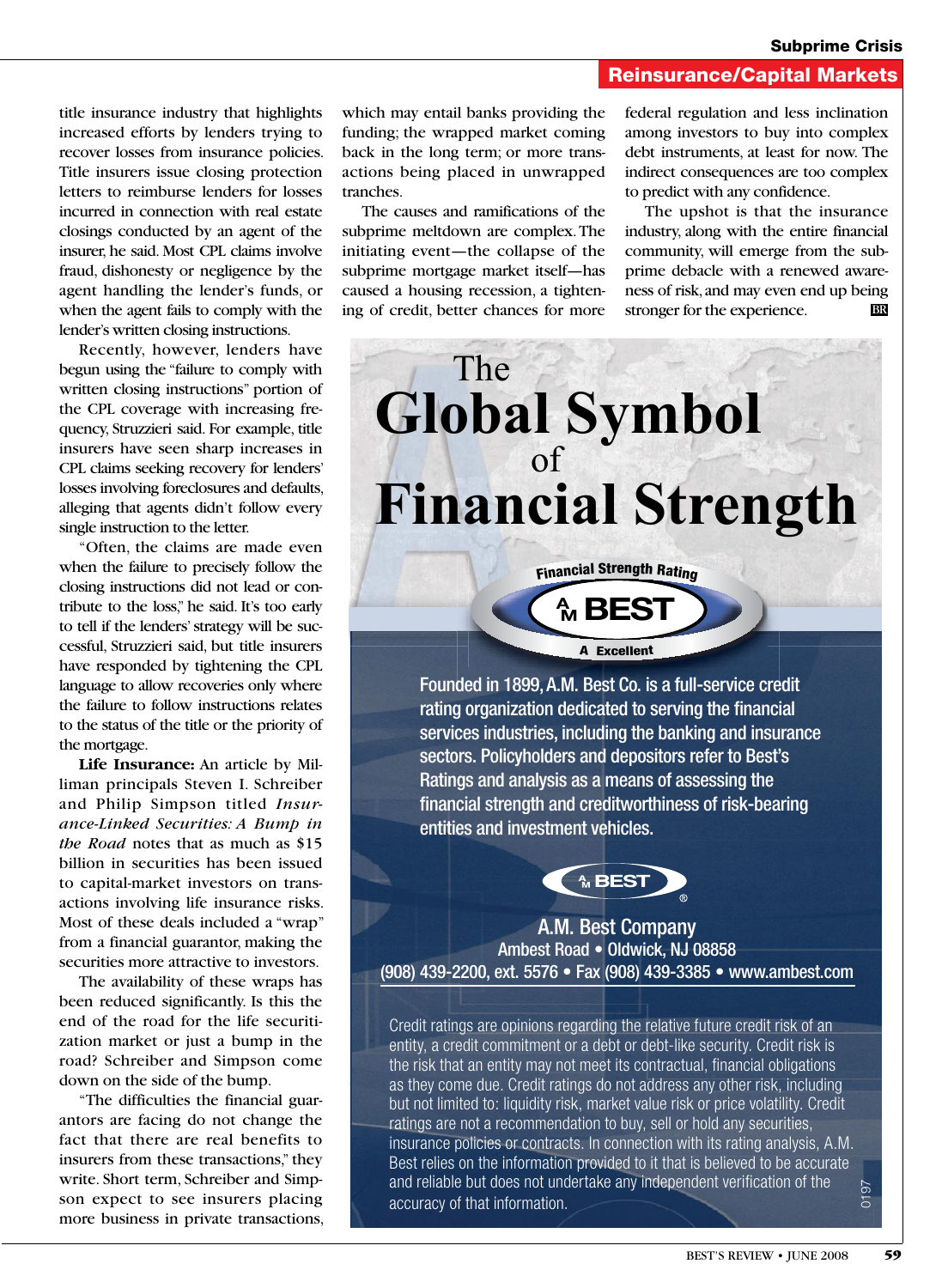title insurance industry that highlights increased efforts by lenders trying to recover losses from insurance policies. Title insurers issue closing protection letters to reimburse lenders for losses incurred in connection with real estate closings conducted by an agent of the insurer, he said. Most CPL claims involve fraud, dishonesty or negligence by the agent handling the lender's funds, or when the agent fails to comply with the lender's written closing instructions.

Recently, however, lenders have begun using the "failure to comply with written closing instructions" portion of the CPL coverage with increasing frequency, Struzzieri said. For example, title insurers have seen sharp increases in CPL claims seeking recovery for lenders' losses involving foreclosures and defaults, alleging that agents didn't follow every single instruction to the letter.

"Often, the claims are made even when the failure to precisely follow the closing instructions did not lead or contribute to the loss," he said. It's too early to tell if the lenders' strategy will be successful, Struzzieri said, but title insurers have responded by tightening the CPL language to allow recoveries only where the failure to follow instructions relates to the status of the title or the priority of the mortgage.

**Life Insurance:** An article by Milliman principals Steven I. Schreiber and Philip Simpson titled *Insurance-Linked Securities: A Bump in the Road* notes that as much as $15 billion in securities has been issued to capital-market investors on transactions involving life insurance risks. Most of these deals included a "wrap" from a financial guarantor, making the securities more attractive to investors.

The availability of these wraps has been reduced significantly. Is this the end of the road for the life securitization market or just a bump in the road? Schreiber and Simpson come down on the side of the bump.

"The difficulties the financial guarantors are facing do not change the fact that there are real benefits to insurers from these transactions," they write. Short term, Schreiber and Simpson expect to see insurers placing more business in private transactions, which may entail banks providing the funding; the wrapped market coming back in the long term; or more transactions being placed in unwrapped tranches.

The causes and ramifications of the subprime meltdown are complex. The initiating event—the collapse of the subprime mortgage market itself—has caused a housing recession, a tightening of credit, better chances for more federal regulation and less inclination among investors to buy into complex debt instruments, at least for now. The indirect consequences are too complex to predict with any confidence.

The upshot is that the insurance industry, along with the entire financial community, will emerge from the subprime debacle with a renewed awareness of risk, and may even end up being stronger for the experience. BR

# The Global Symbol of Financial Strength

Financial Strength Rating

A.M. BEST

A Excellent

Founded in 1899, A.M. Best Co. is a full-service credit rating organization dedicated to serving the financial services industries, including the banking and insurance sectors. Policyholders and depositors refer to Best's Ratings and analysis as a means of assessing the financial strength and creditworthiness of risk-bearing entities and investment vehicles.

A.M. BEST®

**A.M. Best Company**
Ambest Road • Oldwick, NJ 08858
(908) 439-2200, ext. 5576 • Fax (908) 439-3385 • www.ambest.com

Credit ratings are opinions regarding the relative future credit risk of an entity, a credit commitment or a debt or debt-like security. Credit risk is the risk that an entity may not meet its contractual, financial obligations as they come due. Credit ratings do not address any other risk, including but not limited to: liquidity risk, market value risk or price volatility. Credit ratings are not a recommendation to buy, sell or hold any securities, insurance policies or contracts. In connection with its rating analysis, A.M. Best relies on the information provided to it that is believed to be accurate and reliable but does not undertake any independent verification of the accuracy of that information.

0197